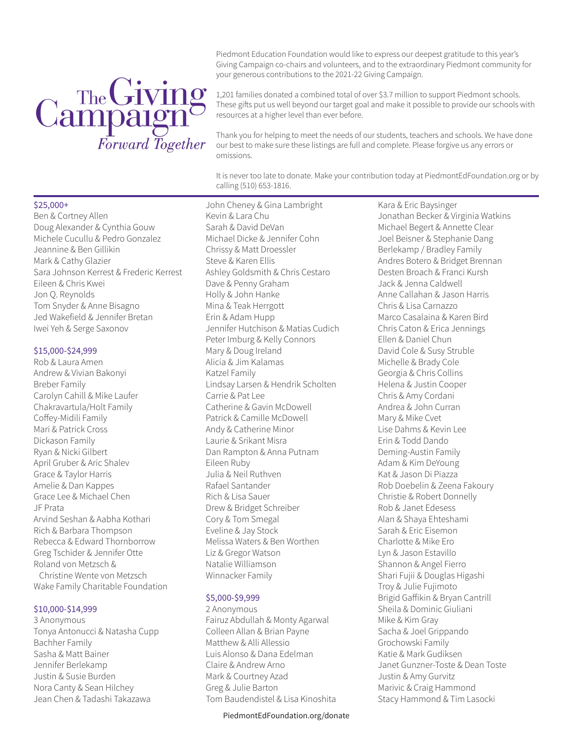# The Giving Campaign

*Forward Together*

Piedmont Education Foundation would like to express our deepest gratitude to this year's Giving Campaign co-chairs and volunteers, and to the extraordinary Piedmont community for your generous contributions to the 2021-22 Giving Campaign.

1,201 families donated a combined total of over $3.7 million to support Piedmont schools. These gifts put us well beyond our target goal and make it possible to provide our schools with resources at a higher level than ever before.

Thank you for helping to meet the needs of our students, teachers and schools. We have done our best to make sure these listings are full and complete. Please forgive us any errors or omissions.

It is never too late to donate. Make your contribution today at PiedmontEdFoundation.org or by calling (510) 653-1816.

### $25,000+

Ben & Cortney Allen
Doug Alexander & Cynthia Gouw
Michele Cucullu & Pedro Gonzalez
Jeannine & Ben Gillikin
Mark & Cathy Glazier
Sara Johnson Kerrest & Frederic Kerrest
Eileen & Chris Kwei
Jon Q. Reynolds
Tom Snyder & Anne Bisagno
Jed Wakefield & Jennifer Bretan
Iwei Yeh & Serge Saxonov

### $15,000-$24,999

Rob & Laura Amen
Andrew & Vivian Bakonyi
Breber Family
Carolyn Cahill & Mike Laufer
Chakravartula/Holt Family
Coffey-Midili Family
Mari & Patrick Cross
Dickason Family
Ryan & Nicki Gilbert
April Gruber & Aric Shalev
Grace & Taylor Harris
Amelie & Dan Kappes
Grace Lee & Michael Chen
JF Prata
Arvind Seshan & Aabha Kothari
Rich & Barbara Thompson
Rebecca & Edward Thornborrow
Greg Tschider & Jennifer Otte
Roland von Metzsch & Christine Wente von Metzsch
Wake Family Charitable Foundation

### $10,000-$14,999

3 Anonymous
Tonya Antonucci & Natasha Cupp
Bachher Family
Sasha & Matt Bainer
Jennifer Berlekamp
Justin & Susie Burden
Nora Canty & Sean Hilchey
Jean Chen & Tadashi Takazawa
John Cheney & Gina Lambright
Kevin & Lara Chu
Sarah & David DeVan
Michael Dicke & Jennifer Cohn
Chrissy & Matt Droessler
Steve & Karen Ellis
Ashley Goldsmith & Chris Cestaro
Dave & Penny Graham
Holly & John Hanke
Mina & Teak Herrgott
Erin & Adam Hupp
Jennifer Hutchison & Matias Cudich
Peter Imburg & Kelly Connors
Mary & Doug Ireland
Alicia & Jim Kalamas
Katzel Family
Lindsay Larsen & Hendrik Scholten
Carrie & Pat Lee
Catherine & Gavin McDowell
Patrick & Camille McDowell
Andy & Catherine Minor
Laurie & Srikant Misra
Dan Rampton & Anna Putnam
Eileen Ruby
Julia & Neil Ruthven
Rafael Santander
Rich & Lisa Sauer
Drew & Bridget Schreiber
Cory & Tom Smegal
Eveline & Jay Stock
Melissa Waters & Ben Worthen
Liz & Gregor Watson
Natalie Williamson
Winnacker Family

### $5,000-$9,999

2 Anonymous
Fairuz Abdullah & Monty Agarwal
Colleen Allan & Brian Payne
Matthew & Alli Allessio
Luis Alonso & Dana Edelman
Claire & Andrew Arno
Mark & Courtney Azad
Greg & Julie Barton
Tom Baudendistel & Lisa Kinoshita
Kara & Eric Baysinger
Jonathan Becker & Virginia Watkins
Michael Begert & Annette Clear
Joel Beisner & Stephanie Dang
Berlekamp / Bradley Family
Andres Botero & Bridget Brennan
Desten Broach & Franci Kursh
Jack & Jenna Caldwell
Anne Callahan & Jason Harris
Chris & Lisa Carnazzo
Marco Casalaina & Karen Bird
Chris Caton & Erica Jennings
Ellen & Daniel Chun
David Cole & Susy Struble
Michelle & Brady Cole
Georgia & Chris Collins
Helena & Justin Cooper
Chris & Amy Cordani
Andrea & John Curran
Mary & Mike Cvet
Lise Dahms & Kevin Lee
Erin & Todd Dando
Deming-Austin Family
Adam & Kim DeYoung
Kat & Jason Di Piazza
Rob Doebelin & Zeena Fakoury
Christie & Robert Donnelly
Rob & Janet Edesess
Alan & Shaya Ehteshami
Sarah & Eric Eisemon
Charlotte & Mike Ero
Lyn & Jason Estavillo
Shannon & Angel Fierro
Shari Fujii & Douglas Higashi
Troy & Julie Fujimoto
Brigid Gaffikin & Bryan Cantrill
Sheila & Dominic Giuliani
Mike & Kim Gray
Sacha & Joel Grippando
Grochowski Family
Katie & Mark Gudiksen
Janet Gunzner-Toste & Dean Toste
Justin & Amy Gurvitz
Marivic & Craig Hammond
Stacy Hammond & Tim Lasocki

PiedmontEdFoundation.org/donate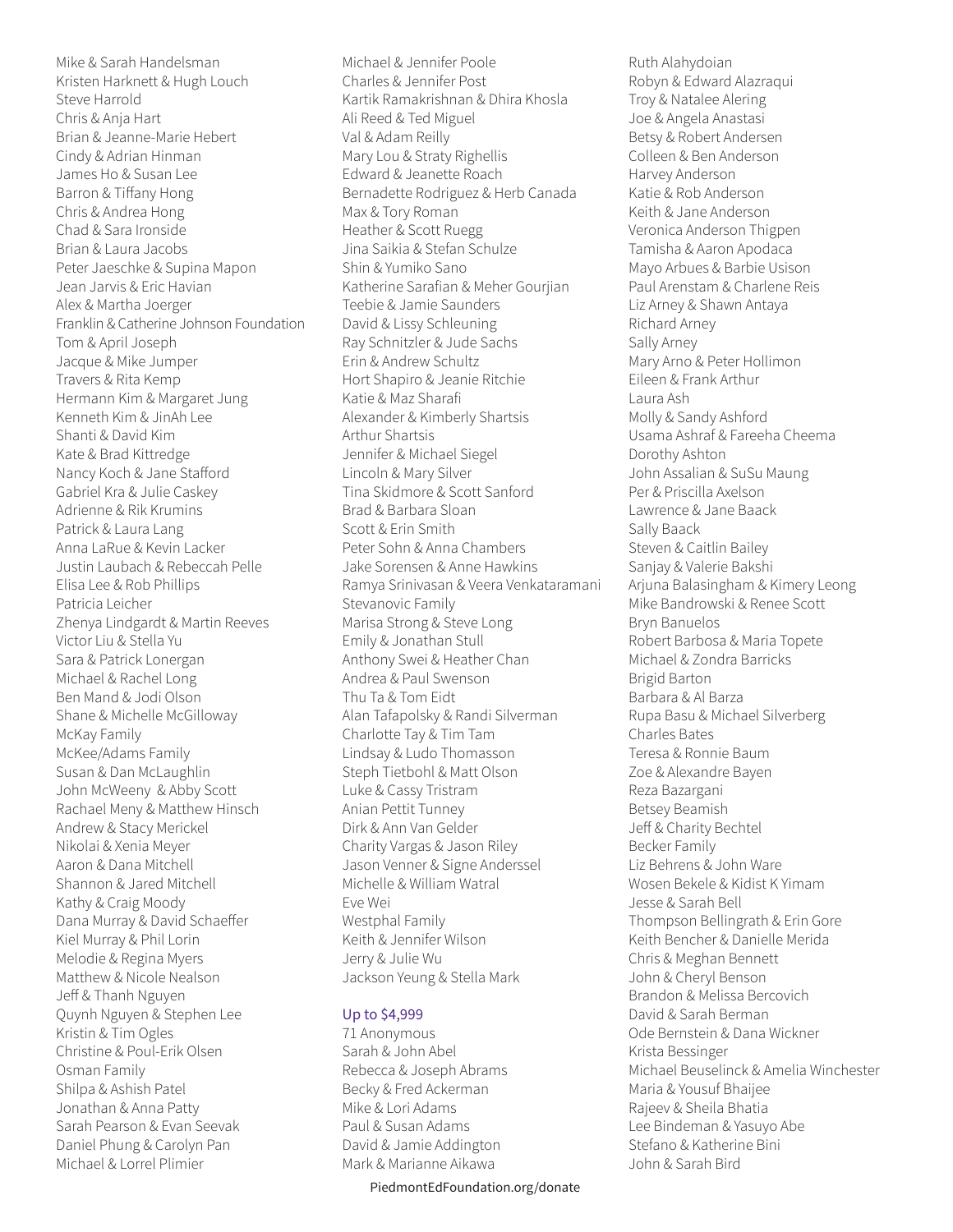Mike & Sarah Handelsman
Kristen Harknett & Hugh Louch
Steve Harrold
Chris & Anja Hart
Brian & Jeanne-Marie Hebert
Cindy & Adrian Hinman
James Ho & Susan Lee
Barron & Tiffany Hong
Chris & Andrea Hong
Chad & Sara Ironside
Brian & Laura Jacobs
Peter Jaeschke & Supina Mapon
Jean Jarvis & Eric Havian
Alex & Martha Joerger
Franklin & Catherine Johnson Foundation
Tom & April Joseph
Jacque & Mike Jumper
Travers & Rita Kemp
Hermann Kim & Margaret Jung
Kenneth Kim & JinAh Lee
Shanti & David Kim
Kate & Brad Kittredge
Nancy Koch & Jane Stafford
Gabriel Kra & Julie Caskey
Adrienne & Rik Krumins
Patrick & Laura Lang
Anna LaRue & Kevin Lacker
Justin Laubach & Rebeccah Pelle
Elisa Lee & Rob Phillips
Patricia Leicher
Zhenya Lindgardt & Martin Reeves
Victor Liu & Stella Yu
Sara & Patrick Lonergan
Michael & Rachel Long
Ben Mand & Jodi Olson
Shane & Michelle McGilloway
McKay Family
McKee/Adams Family
Susan & Dan McLaughlin
John McWeeny & Abby Scott
Rachael Meny & Matthew Hinsch
Andrew & Stacy Merickel
Nikolai & Xenia Meyer
Aaron & Dana Mitchell
Shannon & Jared Mitchell
Kathy & Craig Moody
Dana Murray & David Schaeffer
Kiel Murray & Phil Lorin
Melodie & Regina Myers
Matthew & Nicole Nealson
Jeff & Thanh Nguyen
Quynh Nguyen & Stephen Lee
Kristin & Tim Ogles
Christine & Poul-Erik Olsen
Osman Family
Shilpa & Ashish Patel
Jonathan & Anna Patty
Sarah Pearson & Evan Seevak
Daniel Phung & Carolyn Pan
Michael & Lorrel Plimier
Michael & Jennifer Poole
Charles & Jennifer Post
Kartik Ramakrishnan & Dhira Khosla
Ali Reed & Ted Miguel
Val & Adam Reilly
Mary Lou & Straty Righellis
Edward & Jeanette Roach
Bernadette Rodriguez & Herb Canada
Max & Tory Roman
Heather & Scott Ruegg
Jina Saikia & Stefan Schulze
Shin & Yumiko Sano
Katherine Sarafian & Meher Gourjian
Teebie & Jamie Saunders
David & Lissy Schleuning
Ray Schnitzler & Jude Sachs
Erin & Andrew Schultz
Hort Shapiro & Jeanie Ritchie
Katie & Maz Sharafi
Alexander & Kimberly Shartsis
Arthur Shartsis
Jennifer & Michael Siegel
Lincoln & Mary Silver
Tina Skidmore & Scott Sanford
Brad & Barbara Sloan
Scott & Erin Smith
Peter Sohn & Anna Chambers
Jake Sorensen & Anne Hawkins
Ramya Srinivasan & Veera Venkataramani
Stevanovic Family
Marisa Strong & Steve Long
Emily & Jonathan Stull
Anthony Swei & Heather Chan
Andrea & Paul Swenson
Thu Ta & Tom Eidt
Alan Tafapolsky & Randi Silverman
Charlotte Tay & Tim Tam
Lindsay & Ludo Thomasson
Steph Tietbohl & Matt Olson
Luke & Cassy Tristram
Anian Pettit Tunney
Dirk & Ann Van Gelder
Charity Vargas & Jason Riley
Jason Venner & Signe Anderssel
Michelle & William Watral
Eve Wei
Westphal Family
Keith & Jennifer Wilson
Jerry & Julie Wu
Jackson Yeung & Stella Mark

### Up to $4,999

71 Anonymous
Sarah & John Abel
Rebecca & Joseph Abrams
Becky & Fred Ackerman
Mike & Lori Adams
Paul & Susan Adams
David & Jamie Addington
Mark & Marianne Aikawa
Ruth Alahydoian
Robyn & Edward Alazraqui
Troy & Natalee Alering
Joe & Angela Anastasi
Betsy & Robert Andersen
Colleen & Ben Anderson
Harvey Anderson
Katie & Rob Anderson
Keith & Jane Anderson
Veronica Anderson Thigpen
Tamisha & Aaron Apodaca
Mayo Arbues & Barbie Usison
Paul Arenstam & Charlene Reis
Liz Arney & Shawn Antaya
Richard Arney
Sally Arney
Mary Arno & Peter Hollimon
Eileen & Frank Arthur
Laura Ash
Molly & Sandy Ashford
Usama Ashraf & Fareeha Cheema
Dorothy Ashton
John Assalian & SuSu Maung
Per & Priscilla Axelson
Lawrence & Jane Baack
Sally Baack
Steven & Caitlin Bailey
Sanjay & Valerie Bakshi
Arjuna Balasingham & Kimery Leong
Mike Bandrowski & Renee Scott
Bryn Banuelos
Robert Barbosa & Maria Topete
Michael & Zondra Barricks
Brigid Barton
Barbara & Al Barza
Rupa Basu & Michael Silverberg
Charles Bates
Teresa & Ronnie Baum
Zoe & Alexandre Bayen
Reza Bazargani
Betsey Beamish
Jeff & Charity Bechtel
Becker Family
Liz Behrens & John Ware
Wosen Bekele & Kidist K Yimam
Jesse & Sarah Bell
Thompson Bellingrath & Erin Gore
Keith Bencher & Danielle Merida
Chris & Meghan Bennett
John & Cheryl Benson
Brandon & Melissa Bercovich
David & Sarah Berman
Ode Bernstein & Dana Wickner
Krista Bessinger
Michael Beuselinck & Amelia Winchester
Maria & Yousuf Bhaijee
Rajeev & Sheila Bhatia
Lee Bindeman & Yasuyo Abe
Stefano & Katherine Bini
John & Sarah Bird

PiedmontEdFoundation.org/donate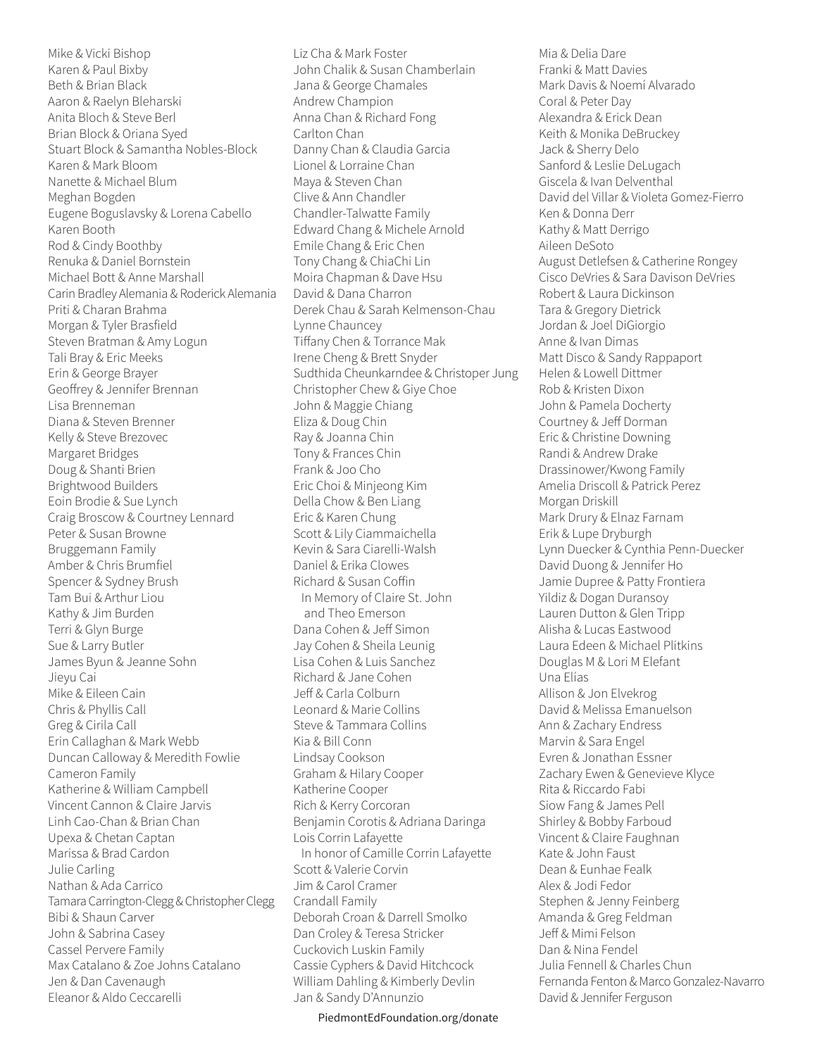Mike & Vicki Bishop
Karen & Paul Bixby
Beth & Brian Black
Aaron & Raelyn Bleharski
Anita Bloch & Steve Berl
Brian Block & Oriana Syed
Stuart Block & Samantha Nobles-Block
Karen & Mark Bloom
Nanette & Michael Blum
Meghan Bogden
Eugene Boguslavsky & Lorena Cabello
Karen Booth
Rod & Cindy Boothby
Renuka & Daniel Bornstein
Michael Bott & Anne Marshall
Carin Bradley Alemania & Roderick Alemania
Priti & Charan Brahma
Morgan & Tyler Brasfield
Steven Bratman & Amy Logun
Tali Bray & Eric Meeks
Erin & George Brayer
Geoffrey & Jennifer Brennan
Lisa Brenneman
Diana & Steven Brenner
Kelly & Steve Brezovec
Margaret Bridges
Doug & Shanti Brien
Brightwood Builders
Eoin Brodie & Sue Lynch
Craig Broscow & Courtney Lennard
Peter & Susan Browne
Bruggemann Family
Amber & Chris Brumfiel
Spencer & Sydney Brush
Tam Bui & Arthur Liou
Kathy & Jim Burden
Terri & Glyn Burge
Sue & Larry Butler
James Byun & Jeanne Sohn
Jieyu Cai
Mike & Eileen Cain
Chris & Phyllis Call
Greg & Cirila Call
Erin Callaghan & Mark Webb
Duncan Calloway & Meredith Fowlie
Cameron Family
Katherine & William Campbell
Vincent Cannon & Claire Jarvis
Linh Cao-Chan & Brian Chan
Upexa & Chetan Captan
Marissa & Brad Cardon
Julie Carling
Nathan & Ada Carrico
Tamara Carrington-Clegg & Christopher Clegg
Bibi & Shaun Carver
John & Sabrina Casey
Cassel Pervere Family
Max Catalano & Zoe Johns Catalano
Jen & Dan Cavenaugh
Eleanor & Aldo Ceccarelli

Liz Cha & Mark Foster
John Chalik & Susan Chamberlain
Jana & George Chamales
Andrew Champion
Anna Chan & Richard Fong
Carlton Chan
Danny Chan & Claudia Garcia
Lionel & Lorraine Chan
Maya & Steven Chan
Clive & Ann Chandler
Chandler-Talwatte Family
Edward Chang & Michele Arnold
Emile Chang & Eric Chen
Tony Chang & ChiaChi Lin
Moira Chapman & Dave Hsu
David & Dana Charron
Derek Chau & Sarah Kelmenson-Chau
Lynne Chauncey
Tiffany Chen & Torrance Mak
Irene Cheng & Brett Snyder
Sudthida Cheunkarndee & Christoper Jung
Christopher Chew & Giye Choe
John & Maggie Chiang
Eliza & Doug Chin
Ray & Joanna Chin
Tony & Frances Chin
Frank & Joo Cho
Eric Choi & Minjeong Kim
Della Chow & Ben Liang
Eric & Karen Chung
Scott & Lily Ciammaichella
Kevin & Sara Ciarelli-Walsh
Daniel & Erika Clowes
Richard & Susan Coffin
  In Memory of Claire St. John
  and Theo Emerson
Dana Cohen & Jeff Simon
Jay Cohen & Sheila Leunig
Lisa Cohen & Luis Sanchez
Richard & Jane Cohen
Jeff & Carla Colburn
Leonard & Marie Collins
Steve & Tammara Collins
Kia & Bill Conn
Lindsay Cookson
Graham & Hilary Cooper
Katherine Cooper
Rich & Kerry Corcoran
Benjamin Corotis & Adriana Daringa
Lois Corrin Lafayette
  In honor of Camille Corrin Lafayette
Scott & Valerie Corvin
Jim & Carol Cramer
Crandall Family
Deborah Croan & Darrell Smolko
Dan Croley & Teresa Stricker
Cuckovich Luskin Family
Cassie Cyphers & David Hitchcock
William Dahling & Kimberly Devlin
Jan & Sandy D'Annunzio

Mia & Delia Dare
Franki & Matt Davies
Mark Davis & Noemí Alvarado
Coral & Peter Day
Alexandra & Erick Dean
Keith & Monika DeBruckey
Jack & Sherry Delo
Sanford & Leslie DeLugach
Giscela & Ivan Delventhal
David del Villar & Violeta Gomez-Fierro
Ken & Donna Derr
Kathy & Matt Derrigo
Aileen DeSoto
August Detlefsen & Catherine Rongey
Cisco DeVries & Sara Davison DeVries
Robert & Laura Dickinson
Tara & Gregory Dietrick
Jordan & Joel DiGiorgio
Anne & Ivan Dimas
Matt Disco & Sandy Rappaport
Helen & Lowell Dittmer
Rob & Kristen Dixon
John & Pamela Docherty
Courtney & Jeff Dorman
Eric & Christine Downing
Randi & Andrew Drake
Drassinower/Kwong Family
Amelia Driscoll & Patrick Perez
Morgan Driskill
Mark Drury & Elnaz Farnam
Erik & Lupe Dryburgh
Lynn Duecker & Cynthia Penn-Duecker
David Duong & Jennifer Ho
Jamie Dupree & Patty Frontiera
Yildiz & Dogan Duransoy
Lauren Dutton & Glen Tripp
Alisha & Lucas Eastwood
Laura Edeen & Michael Plitkins
Douglas M & Lori M Elefant
Una Elías
Allison & Jon Elvekrog
David & Melissa Emanuelson
Ann & Zachary Endress
Marvin & Sara Engel
Evren & Jonathan Essner
Zachary Ewen & Genevieve Klyce
Rita & Riccardo Fabi
Siow Fang & James Pell
Shirley & Bobby Farboud
Vincent & Claire Faughnan
Kate & John Faust
Dean & Eunhae Fealk
Alex & Jodi Fedor
Stephen & Jenny Feinberg
Amanda & Greg Feldman
Jeff & Mimi Felson
Dan & Nina Fendel
Julia Fennell & Charles Chun
Fernanda Fenton & Marco Gonzalez-Navarro
David & Jennifer Ferguson

PiedmontEdFoundation.org/donate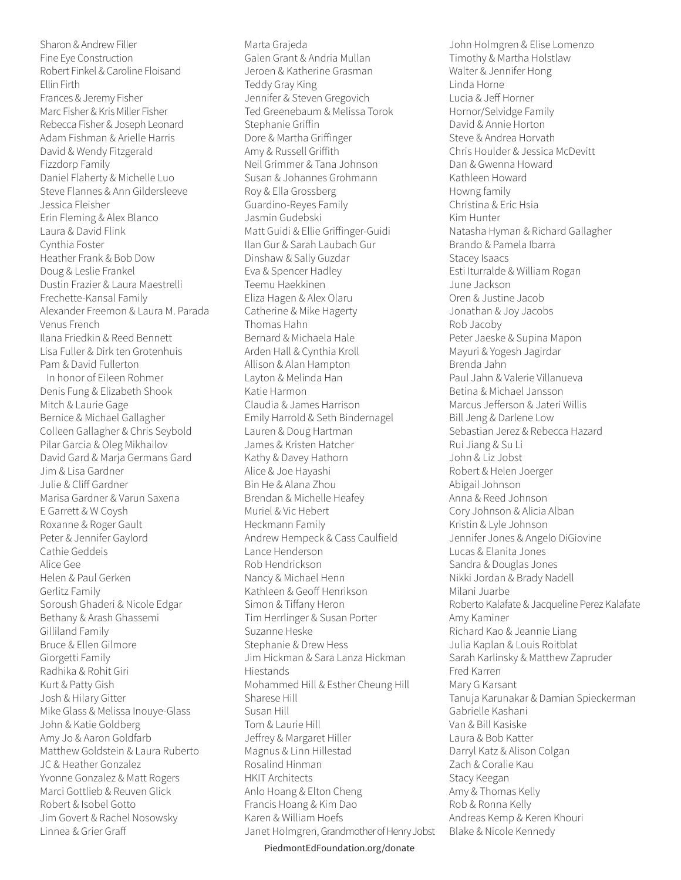Sharon & Andrew Filler
Fine Eye Construction
Robert Finkel & Caroline Floisand
Ellin Firth
Frances & Jeremy Fisher
Marc Fisher & Kris Miller Fisher
Rebecca Fisher & Joseph Leonard
Adam Fishman & Arielle Harris
David & Wendy Fitzgerald
Fizzdorp Family
Daniel Flaherty & Michelle Luo
Steve Flannes & Ann Gildersleeve
Jessica Fleisher
Erin Fleming & Alex Blanco
Laura & David Flink
Cynthia Foster
Heather Frank & Bob Dow
Doug & Leslie Frankel
Dustin Frazier & Laura Maestrelli
Frechette-Kansal Family
Alexander Freemon & Laura M. Parada
Venus French
Ilana Friedkin & Reed Bennett
Lisa Fuller & Dirk ten Grotenhuis
Pam & David Fullerton
In honor of Eileen Rohmer
Denis Fung & Elizabeth Shook
Mitch & Laurie Gage
Bernice & Michael Gallagher
Colleen Gallagher & Chris Seybold
Pilar Garcia & Oleg Mikhailov
David Gard & Marja Germans Gard
Jim & Lisa Gardner
Julie & Cliff Gardner
Marisa Gardner & Varun Saxena
E Garrett & W Coysh
Roxanne & Roger Gault
Peter & Jennifer Gaylord
Cathie Geddeis
Alice Gee
Helen & Paul Gerken
Gerlitz Family
Soroush Ghaderi & Nicole Edgar
Bethany & Arash Ghassemi
Gilliland Family
Bruce & Ellen Gilmore
Giorgetti Family
Radhika & Rohit Giri
Kurt & Patty Gish
Josh & Hilary Gitter
Mike Glass & Melissa Inouye-Glass
John & Katie Goldberg
Amy Jo & Aaron Goldfarb
Matthew Goldstein & Laura Ruberto
JC & Heather Gonzalez
Yvonne Gonzalez & Matt Rogers
Marci Gottlieb & Reuven Glick
Robert & Isobel Gotto
Jim Govert & Rachel Nosowsky
Linnea & Grier Graff
Marta Grajeda
Galen Grant & Andria Mullan
Jeroen & Katherine Grasman
Teddy Gray King
Jennifer & Steven Gregovich
Ted Greenebaum & Melissa Torok
Stephanie Griffin
Dore & Martha Griffinger
Amy & Russell Griffith
Neil Grimmer & Tana Johnson
Susan & Johannes Grohmann
Roy & Ella Grossberg
Guardino-Reyes Family
Jasmin Gudebski
Matt Guidi & Ellie Griffinger-Guidi
Ilan Gur & Sarah Laubach Gur
Dinshaw & Sally Guzdar
Eva & Spencer Hadley
Teemu Haekkinen
Eliza Hagen & Alex Olaru
Catherine & Mike Hagerty
Thomas Hahn
Bernard & Michaela Hale
Arden Hall & Cynthia Kroll
Allison & Alan Hampton
Layton & Melinda Han
Katie Harmon
Claudia & James Harrison
Emily Harrold & Seth Bindernagel
Lauren & Doug Hartman
James & Kristen Hatcher
Kathy & Davey Hathorn
Alice & Joe Hayashi
Bin He & Alana Zhou
Brendan & Michelle Heafey
Muriel & Vic Hebert
Heckmann Family
Andrew Hempeck & Cass Caulfield
Lance Henderson
Rob Hendrickson
Nancy & Michael Henn
Kathleen & Geoff Henrikson
Simon & Tiffany Heron
Tim Herrlinger & Susan Porter
Suzanne Heske
Stephanie & Drew Hess
Jim Hickman & Sara Lanza Hickman
Hiestands
Mohammed Hill & Esther Cheung Hill
Sharese Hill
Susan Hill
Tom & Laurie Hill
Jeffrey & Margaret Hiller
Magnus & Linn Hillestad
Rosalind Hinman
HKIT Architects
Anlo Hoang & Elton Cheng
Francis Hoang & Kim Dao
Karen & William Hoefs
Janet Holmgren, Grandmother of Henry Jobst
John Holmgren & Elise Lomenzo
Timothy & Martha Holstlaw
Walter & Jennifer Hong
Linda Horne
Lucia & Jeff Horner
Hornor/Selvidge Family
David & Annie Horton
Steve & Andrea Horvath
Chris Houlder & Jessica McDevitt
Dan & Gwenna Howard
Kathleen Howard
Howng family
Christina & Eric Hsia
Kim Hunter
Natasha Hyman & Richard Gallagher
Brando & Pamela Ibarra
Stacey Isaacs
Esti Iturralde & William Rogan
June Jackson
Oren & Justine Jacob
Jonathan & Joy Jacobs
Rob Jacoby
Peter Jaeske & Supina Mapon
Mayuri & Yogesh Jagirdar
Brenda Jahn
Paul Jahn & Valerie Villanueva
Betina & Michael Jansson
Marcus Jefferson & Jateri Willis
Bill Jeng & Darlene Low
Sebastian Jerez & Rebecca Hazard
Rui Jiang & Su Li
John & Liz Jobst
Robert & Helen Joerger
Abigail Johnson
Anna & Reed Johnson
Cory Johnson & Alicia Alban
Kristin & Lyle Johnson
Jennifer Jones & Angelo DiGiovine
Lucas & Elanita Jones
Sandra & Douglas Jones
Nikki Jordan & Brady Nadell
Milani Juarbe
Roberto Kalafate & Jacqueline Perez Kalafate
Amy Kaminer
Richard Kao & Jeannie Liang
Julia Kaplan & Louis Roitblat
Sarah Karlinsky & Matthew Zapruder
Fred Karren
Mary G Karsant
Tanuja Karunakar & Damian Spieckerman
Gabrielle Kashani
Van & Bill Kasiske
Laura & Bob Katter
Darryl Katz & Alison Colgan
Zach & Coralie Kau
Stacy Keegan
Amy & Thomas Kelly
Rob & Ronna Kelly
Andreas Kemp & Keren Khouri
Blake & Nicole Kennedy

PiedmontEdFoundation.org/donate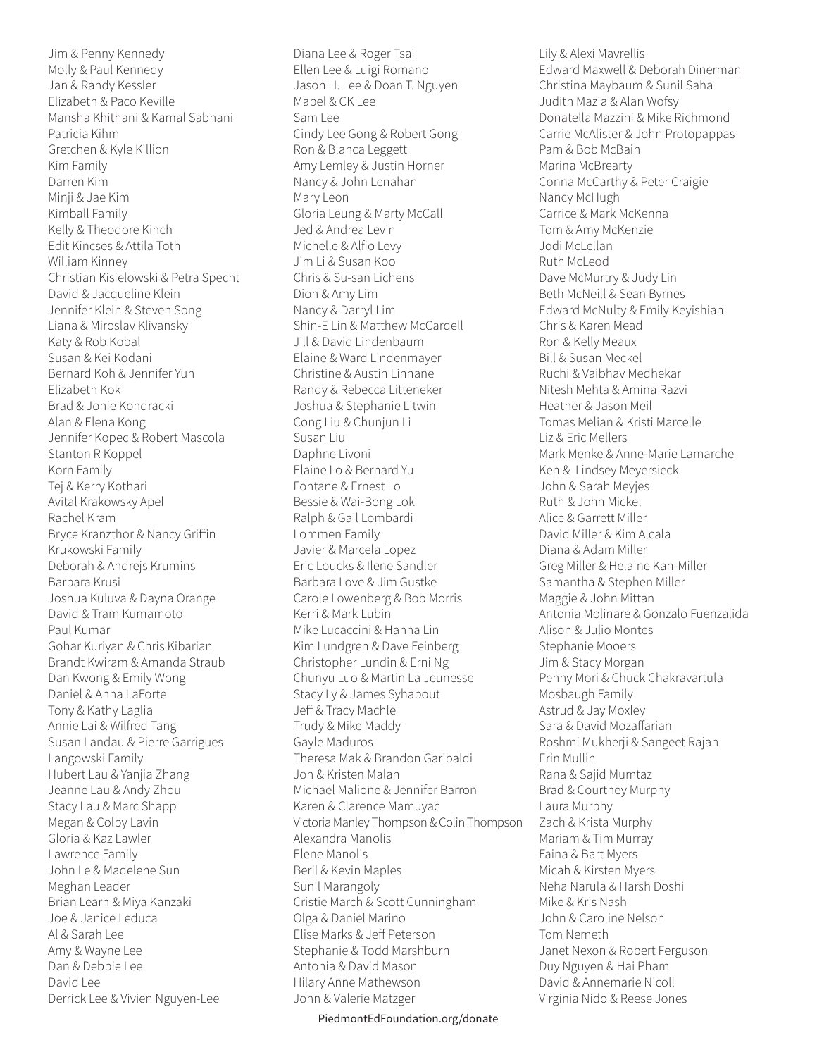Jim & Penny Kennedy
Molly & Paul Kennedy
Jan & Randy Kessler
Elizabeth & Paco Keville
Mansha Khithani & Kamal Sabnani
Patricia Kihm
Gretchen & Kyle Killion
Kim Family
Darren Kim
Minji & Jae Kim
Kimball Family
Kelly & Theodore Kinch
Edit Kincses & Attila Toth
William Kinney
Christian Kisielowski & Petra Specht
David & Jacqueline Klein
Jennifer Klein & Steven Song
Liana & Miroslav Klivansky
Katy & Rob Kobal
Susan & Kei Kodani
Bernard Koh & Jennifer Yun
Elizabeth Kok
Brad & Jonie Kondracki
Alan & Elena Kong
Jennifer Kopec & Robert Mascola
Stanton R Koppel
Korn Family
Tej & Kerry Kothari
Avital Krakowsky Apel
Rachel Kram
Bryce Kranzthor & Nancy Griffin
Krukowski Family
Deborah & Andrejs Krumins
Barbara Krusi
Joshua Kuluva & Dayna Orange
David & Tram Kumamoto
Paul Kumar
Gohar Kuriyan & Chris Kibarian
Brandt Kwiram & Amanda Straub
Dan Kwong & Emily Wong
Daniel & Anna LaForte
Tony & Kathy Laglia
Annie Lai & Wilfred Tang
Susan Landau & Pierre Garrigues
Langowski Family
Hubert Lau & Yanjia Zhang
Jeanne Lau & Andy Zhou
Stacy Lau & Marc Shapp
Megan & Colby Lavin
Gloria & Kaz Lawler
Lawrence Family
John Le & Madelene Sun
Meghan Leader
Brian Learn & Miya Kanzaki
Joe & Janice Leduca
Al & Sarah Lee
Amy & Wayne Lee
Dan & Debbie Lee
David Lee
Derrick Lee & Vivien Nguyen-Lee
Diana Lee & Roger Tsai
Ellen Lee & Luigi Romano
Jason H. Lee & Doan T. Nguyen
Mabel & CK Lee
Sam Lee
Cindy Lee Gong & Robert Gong
Ron & Blanca Leggett
Amy Lemley & Justin Horner
Nancy & John Lenahan
Mary Leon
Gloria Leung & Marty McCall
Jed & Andrea Levin
Michelle & Alfio Levy
Jim Li & Susan Koo
Chris & Su-san Lichens
Dion & Amy Lim
Nancy & Darryl Lim
Shin-E Lin & Matthew McCardell
Jill & David Lindenbaum
Elaine & Ward Lindenmayer
Christine & Austin Linnane
Randy & Rebecca Litteneker
Joshua & Stephanie Litwin
Cong Liu & Chunjun Li
Susan Liu
Daphne Livoni
Elaine Lo & Bernard Yu
Fontane & Ernest Lo
Bessie & Wai-Bong Lok
Ralph & Gail Lombardi
Lommen Family
Javier & Marcela Lopez
Eric Loucks & Ilene Sandler
Barbara Love & Jim Gustke
Carole Lowenberg & Bob Morris
Kerri & Mark Lubin
Mike Lucaccini & Hanna Lin
Kim Lundgren & Dave Feinberg
Christopher Lundin & Erni Ng
Chunyu Luo & Martin La Jeunesse
Stacy Ly & James Syhabout
Jeff & Tracy Machle
Trudy & Mike Maddy
Gayle Maduros
Theresa Mak & Brandon Garibaldi
Jon & Kristen Malan
Michael Malione & Jennifer Barron
Karen & Clarence Mamuyac
Victoria Manley Thompson & Colin Thompson
Alexandra Manolis
Elene Manolis
Beril & Kevin Maples
Sunil Marangoly
Cristie March & Scott Cunningham
Olga & Daniel Marino
Elise Marks & Jeff Peterson
Stephanie & Todd Marshburn
Antonia & David Mason
Hilary Anne Mathewson
John & Valerie Matzger
Lily & Alexi Mavrellis
Edward Maxwell & Deborah Dinerman
Christina Maybaum & Sunil Saha
Judith Mazia & Alan Wofsy
Donatella Mazzini & Mike Richmond
Carrie McAlister & John Protopappas
Pam & Bob McBain
Marina McBrearty
Conna McCarthy & Peter Craigie
Nancy McHugh
Carrice & Mark McKenna
Tom & Amy McKenzie
Jodi McLellan
Ruth McLeod
Dave McMurtry & Judy Lin
Beth McNeill & Sean Byrnes
Edward McNulty & Emily Keyishian
Chris & Karen Mead
Ron & Kelly Meaux
Bill & Susan Meckel
Ruchi & Vaibhav Medhekar
Nitesh Mehta & Amina Razvi
Heather & Jason Meil
Tomas Melian & Kristi Marcelle
Liz & Eric Mellers
Mark Menke & Anne-Marie Lamarche
Ken & Lindsey Meyersieck
John & Sarah Meyjes
Ruth & John Mickel
Alice & Garrett Miller
David Miller & Kim Alcala
Diana & Adam Miller
Greg Miller & Helaine Kan-Miller
Samantha & Stephen Miller
Maggie & John Mittan
Antonia Molinare & Gonzalo Fuenzalida
Alison & Julio Montes
Stephanie Mooers
Jim & Stacy Morgan
Penny Mori & Chuck Chakravartula
Mosbaugh Family
Astrud & Jay Moxley
Sara & David Mozaffarian
Roshmi Mukherji & Sangeet Rajan
Erin Mullin
Rana & Sajid Mumtaz
Brad & Courtney Murphy
Laura Murphy
Zach & Krista Murphy
Mariam & Tim Murray
Faina & Bart Myers
Micah & Kirsten Myers
Neha Narula & Harsh Doshi
Mike & Kris Nash
John & Caroline Nelson
Tom Nemeth
Janet Nexon & Robert Ferguson
Duy Nguyen & Hai Pham
David & Annemarie Nicoll
Virginia Nido & Reese Jones

PiedmontEdFoundation.org/donate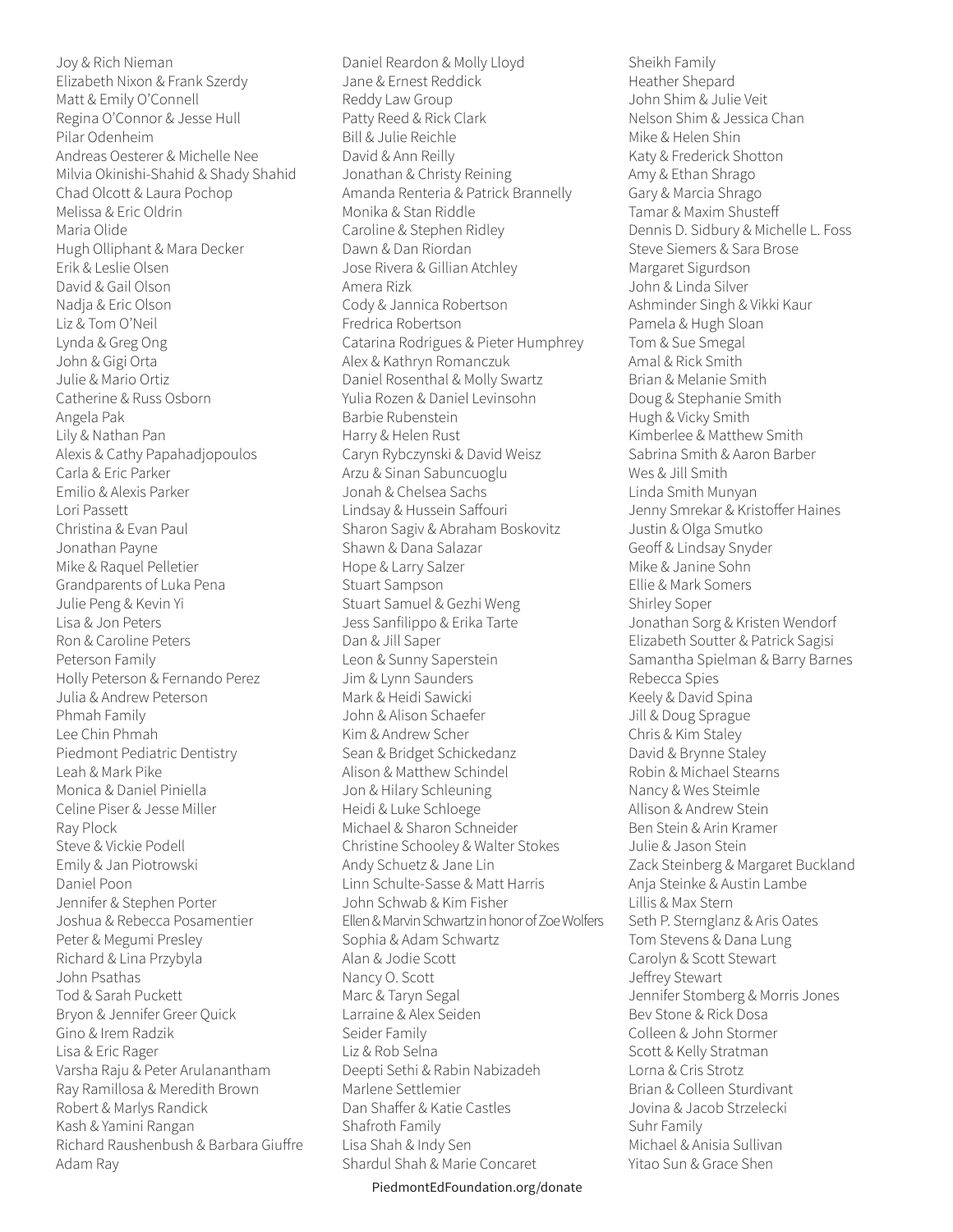Joy & Rich Nieman
Elizabeth Nixon & Frank Szerdy
Matt & Emily O'Connell
Regina O'Connor & Jesse Hull
Pilar Odenheim
Andreas Oesterer & Michelle Nee
Milvia Okinishi-Shahid & Shady Shahid
Chad Olcott & Laura Pochop
Melissa & Eric Oldrin
Maria Olide
Hugh Olliphant & Mara Decker
Erik & Leslie Olsen
David & Gail Olson
Nadja & Eric Olson
Liz & Tom O'Neil
Lynda & Greg Ong
John & Gigi Orta
Julie & Mario Ortiz
Catherine & Russ Osborn
Angela Pak
Lily & Nathan Pan
Alexis & Cathy Papahadjopoulos
Carla & Eric Parker
Emilio & Alexis Parker
Lori Passett
Christina & Evan Paul
Jonathan Payne
Mike & Raquel Pelletier
Grandparents of Luka Pena
Julie Peng & Kevin Yi
Lisa & Jon Peters
Ron & Caroline Peters
Peterson Family
Holly Peterson & Fernando Perez
Julia & Andrew Peterson
Phmah Family
Lee Chin Phmah
Piedmont Pediatric Dentistry
Leah & Mark Pike
Monica & Daniel Piniella
Celine Piser & Jesse Miller
Ray Plock
Steve & Vickie Podell
Emily & Jan Piotrowski
Daniel Poon
Jennifer & Stephen Porter
Joshua & Rebecca Posamentier
Peter & Megumi Presley
Richard & Lina Przybyla
John Psathas
Tod & Sarah Puckett
Bryon & Jennifer Greer Quick
Gino & Irem Radzik
Lisa & Eric Rager
Varsha Raju & Peter Arulanantham
Ray Ramillosa & Meredith Brown
Robert & Marlys Randick
Kash & Yamini Rangan
Richard Raushenbush & Barbara Giuffre
Adam Ray
Daniel Reardon & Molly Lloyd
Jane & Ernest Reddick
Reddy Law Group
Patty Reed & Rick Clark
Bill & Julie Reichle
David & Ann Reilly
Jonathan & Christy Reining
Amanda Renteria & Patrick Brannelly
Monika & Stan Riddle
Caroline & Stephen Ridley
Dawn & Dan Riordan
Jose Rivera & Gillian Atchley
Amera Rizk
Cody & Jannica Robertson
Fredrica Robertson
Catarina Rodrigues & Pieter Humphrey
Alex & Kathryn Romanczuk
Daniel Rosenthal & Molly Swartz
Yulia Rozen & Daniel Levinsohn
Barbie Rubenstein
Harry & Helen Rust
Caryn Rybczynski & David Weisz
Arzu & Sinan Sabuncuoglu
Jonah & Chelsea Sachs
Lindsay & Hussein Saffouri
Sharon Sagiv & Abraham Boskovitz
Shawn & Dana Salazar
Hope & Larry Salzer
Stuart Sampson
Stuart Samuel & Gezhi Weng
Jess Sanfilippo & Erika Tarte
Dan & Jill Saper
Leon & Sunny Saperstein
Jim & Lynn Saunders
Mark & Heidi Sawicki
John & Alison Schaefer
Kim & Andrew Scher
Sean & Bridget Schickedanz
Alison & Matthew Schindel
Jon & Hilary Schleuning
Heidi & Luke Schloege
Michael & Sharon Schneider
Christine Schooley & Walter Stokes
Andy Schuetz & Jane Lin
Linn Schulte-Sasse & Matt Harris
John Schwab & Kim Fisher
Ellen & Marvin Schwartz in honor of Zoe Wolfers
Sophia & Adam Schwartz
Alan & Jodie Scott
Nancy O. Scott
Marc & Taryn Segal
Larraine & Alex Seiden
Seider Family
Liz & Rob Selna
Deepti Sethi & Rabin Nabizadeh
Marlene Settlemier
Dan Shaffer & Katie Castles
Shafroth Family
Lisa Shah & Indy Sen
Shardul Shah & Marie Concaret
Sheikh Family
Heather Shepard
John Shim & Julie Veit
Nelson Shim & Jessica Chan
Mike & Helen Shin
Katy & Frederick Shotton
Amy & Ethan Shrago
Gary & Marcia Shrago
Tamar & Maxim Shusteff
Dennis D. Sidbury & Michelle L. Foss
Steve Siemers & Sara Brose
Margaret Sigurdson
John & Linda Silver
Ashminder Singh & Vikki Kaur
Pamela & Hugh Sloan
Tom & Sue Smegal
Amal & Rick Smith
Brian & Melanie Smith
Doug & Stephanie Smith
Hugh & Vicky Smith
Kimberlee & Matthew Smith
Sabrina Smith & Aaron Barber
Wes & Jill Smith
Linda Smith Munyan
Jenny Smrekar & Kristoffer Haines
Justin & Olga Smutko
Geoff & Lindsay Snyder
Mike & Janine Sohn
Ellie & Mark Somers
Shirley Soper
Jonathan Sorg & Kristen Wendorf
Elizabeth Soutter & Patrick Sagisi
Samantha Spielman & Barry Barnes
Rebecca Spies
Keely & David Spina
Jill & Doug Sprague
Chris & Kim Staley
David & Brynne Staley
Robin & Michael Stearns
Nancy & Wes Steimle
Allison & Andrew Stein
Ben Stein & Arin Kramer
Julie & Jason Stein
Zack Steinberg & Margaret Buckland
Anja Steinke & Austin Lambe
Lillis & Max Stern
Seth P. Sternglanz & Aris Oates
Tom Stevens & Dana Lung
Carolyn & Scott Stewart
Jeffrey Stewart
Jennifer Stomberg & Morris Jones
Bev Stone & Rick Dosa
Colleen & John Stormer
Scott & Kelly Stratman
Lorna & Cris Strotz
Brian & Colleen Sturdivant
Jovina & Jacob Strzelecki
Suhr Family
Michael & Anisia Sullivan
Yitao Sun & Grace Shen

PiedmontEdFoundation.org/donate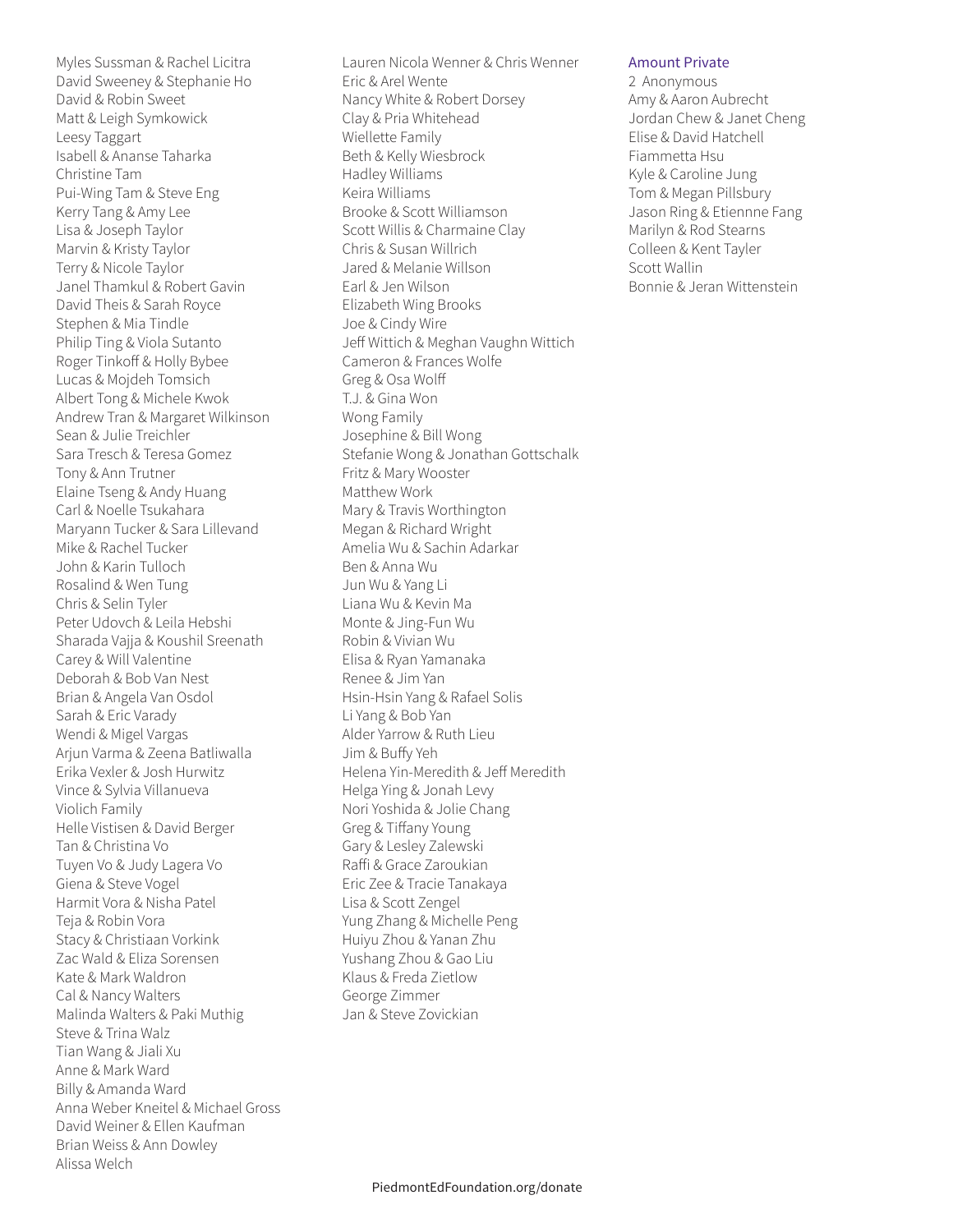Myles Sussman & Rachel Licitra
David Sweeney & Stephanie Ho
David & Robin Sweet
Matt & Leigh Symkowick
Leesy Taggart
Isabell & Ananse Taharka
Christine Tam
Pui-Wing Tam & Steve Eng
Kerry Tang & Amy Lee
Lisa & Joseph Taylor
Marvin & Kristy Taylor
Terry & Nicole Taylor
Janel Thamkul & Robert Gavin
David Theis & Sarah Royce
Stephen & Mia Tindle
Philip Ting & Viola Sutanto
Roger Tinkoff & Holly Bybee
Lucas & Mojdeh Tomsich
Albert Tong & Michele Kwok
Andrew Tran & Margaret Wilkinson
Sean & Julie Treichler
Sara Tresch & Teresa Gomez
Tony & Ann Trutner
Elaine Tseng & Andy Huang
Carl & Noelle Tsukahara
Maryann Tucker & Sara Lillevand
Mike & Rachel Tucker
John & Karin Tulloch
Rosalind & Wen Tung
Chris & Selin Tyler
Peter Udovch & Leila Hebshi
Sharada Vajja & Koushil Sreenath
Carey & Will Valentine
Deborah & Bob Van Nest
Brian & Angela Van Osdol
Sarah & Eric Varady
Wendi & Migel Vargas
Arjun Varma & Zeena Batliwalla
Erika Vexler & Josh Hurwitz
Vince & Sylvia Villanueva
Violich Family
Helle Vistisen & David Berger
Tan & Christina Vo
Tuyen Vo & Judy Lagera Vo
Giena & Steve Vogel
Harmit Vora & Nisha Patel
Teja & Robin Vora
Stacy & Christiaan Vorkink
Zac Wald & Eliza Sorensen
Kate & Mark Waldron
Cal & Nancy Walters
Malinda Walters & Paki Muthig
Steve & Trina Walz
Tian Wang & Jiali Xu
Anne & Mark Ward
Billy & Amanda Ward
Anna Weber Kneitel & Michael Gross
David Weiner & Ellen Kaufman
Brian Weiss & Ann Dowley
Alissa Welch
Lauren Nicola Wenner & Chris Wenner
Eric & Arel Wente
Nancy White & Robert Dorsey
Clay & Pria Whitehead
Wiellette Family
Beth & Kelly Wiesbrock
Hadley Williams
Keira Williams
Brooke & Scott Williamson
Scott Willis & Charmaine Clay
Chris & Susan Willrich
Jared & Melanie Willson
Earl & Jen Wilson
Elizabeth Wing Brooks
Joe & Cindy Wire
Jeff Wittich & Meghan Vaughn Wittich
Cameron & Frances Wolfe
Greg & Osa Wolff
T.J. & Gina Won
Wong Family
Josephine & Bill Wong
Stefanie Wong & Jonathan Gottschalk
Fritz & Mary Wooster
Matthew Work
Mary & Travis Worthington
Megan & Richard Wright
Amelia Wu & Sachin Adarkar
Ben & Anna Wu
Jun Wu & Yang Li
Liana Wu & Kevin Ma
Monte & Jing-Fun Wu
Robin & Vivian Wu
Elisa & Ryan Yamanaka
Renee & Jim Yan
Hsin-Hsin Yang & Rafael Solis
Li Yang & Bob Yan
Alder Yarrow & Ruth Lieu
Jim & Buffy Yeh
Helena Yin-Meredith & Jeff Meredith
Helga Ying & Jonah Levy
Nori Yoshida & Jolie Chang
Greg & Tiffany Young
Gary & Lesley Zalewski
Raffi & Grace Zaroukian
Eric Zee & Tracie Tanakaya
Lisa & Scott Zengel
Yung Zhang & Michelle Peng
Huiyu Zhou & Yanan Zhu
Yushang Zhou & Gao Liu
Klaus & Freda Zietlow
George Zimmer
Jan & Steve Zovickian

## Amount Private

2 Anonymous
Amy & Aaron Aubrecht
Jordan Chew & Janet Cheng
Elise & David Hatchell
Fiammetta Hsu
Kyle & Caroline Jung
Tom & Megan Pillsbury
Jason Ring & Etiennne Fang
Marilyn & Rod Stearns
Colleen & Kent Tayler
Scott Wallin
Bonnie & Jeran Wittenstein

PiedmontEdFoundation.org/donate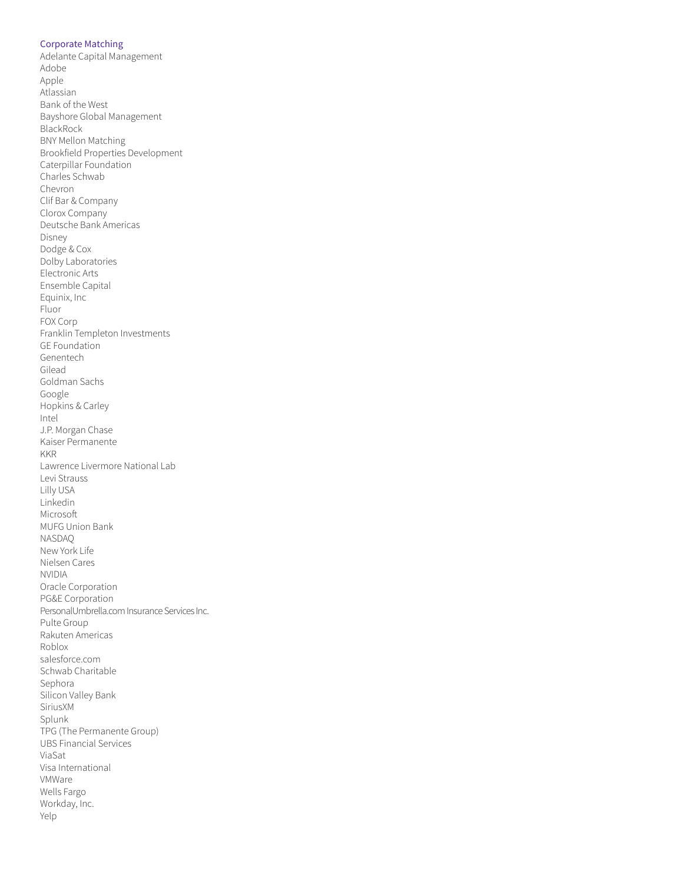### Corporate Matching

Adelante Capital Management
Adobe
Apple
Atlassian
Bank of the West
Bayshore Global Management
BlackRock
BNY Mellon Matching
Brookfield Properties Development
Caterpillar Foundation
Charles Schwab
Chevron
Clif Bar & Company
Clorox Company
Deutsche Bank Americas
Disney
Dodge & Cox
Dolby Laboratories
Electronic Arts
Ensemble Capital
Equinix, Inc
Fluor
FOX Corp
Franklin Templeton Investments
GE Foundation
Genentech
Gilead
Goldman Sachs
Google
Hopkins & Carley
Intel
J.P. Morgan Chase
Kaiser Permanente
KKR
Lawrence Livermore National Lab
Levi Strauss
Lilly USA
Linkedin
Microsoft
MUFG Union Bank
NASDAQ
New York Life
Nielsen Cares
NVIDIA
Oracle Corporation
PG&E Corporation
PersonalUmbrella.com Insurance Services Inc.
Pulte Group
Rakuten Americas
Roblox
salesforce.com
Schwab Charitable
Sephora
Silicon Valley Bank
SiriusXM
Splunk
TPG (The Permanente Group)
UBS Financial Services
ViaSat
Visa International
VMWare
Wells Fargo
Workday, Inc.
Yelp